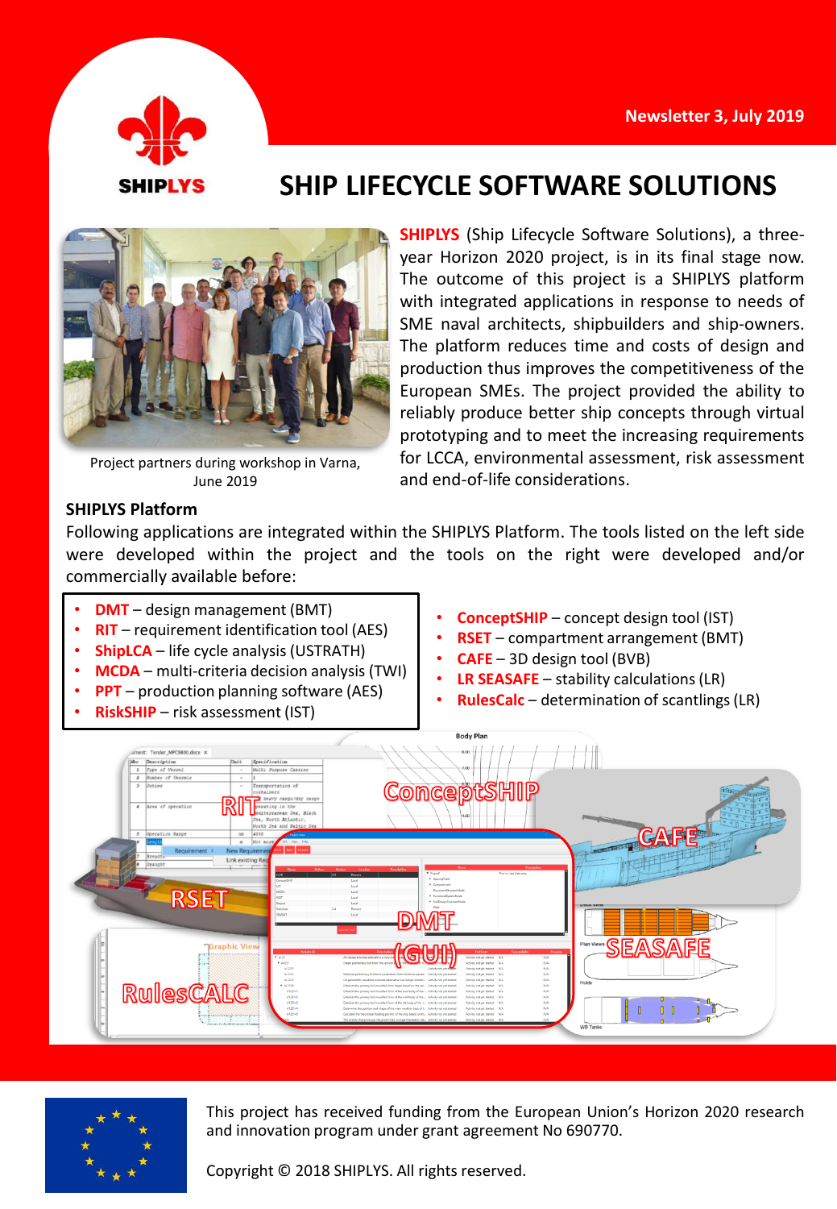Newsletter 3, July 2019

# SHIP LIFECYCLE SOFTWARE SOLUTIONS

Project partners during workshop in Varna, June 2019

**SHIPLYS** (Ship Lifecycle Software Solutions), a three-year Horizon 2020 project, is in its final stage now. The outcome of this project is a SHIPLYS platform with integrated applications in response to needs of SME naval architects, shipbuilders and ship-owners. The platform reduces time and costs of design and production thus improves the competitiveness of the European SMEs. The project provided the ability to reliably produce better ship concepts through virtual prototyping and to meet the increasing requirements for LCCA, environmental assessment, risk assessment and end-of-life considerations.

## SHIPLYS Platform

Following applications are integrated within the SHIPLYS Platform. The tools listed on the left side were developed within the project and the tools on the right were developed and/or commercially available before:

- **DMT** – design management (BMT)
- **RIT** – requirement identification tool (AES)
- **ShipLCA** – life cycle analysis (USTRATH)
- **MCDA** – multi-criteria decision analysis (TWI)
- **PPT** – production planning software (AES)
- **RiskSHIP** – risk assessment (IST)

- **ConceptSHIP** – concept design tool (IST)
- **RSET** – compartment arrangement (BMT)
- **CAFE** – 3D design tool (BVB)
- **LR SEASAFE** – stability calculations (LR)
- **RulesCalc** – determination of scantlings (LR)

This project has received funding from the European Union's Horizon 2020 research and innovation program under grant agreement No 690770.

Copyright © 2018 SHIPLYS. All rights reserved.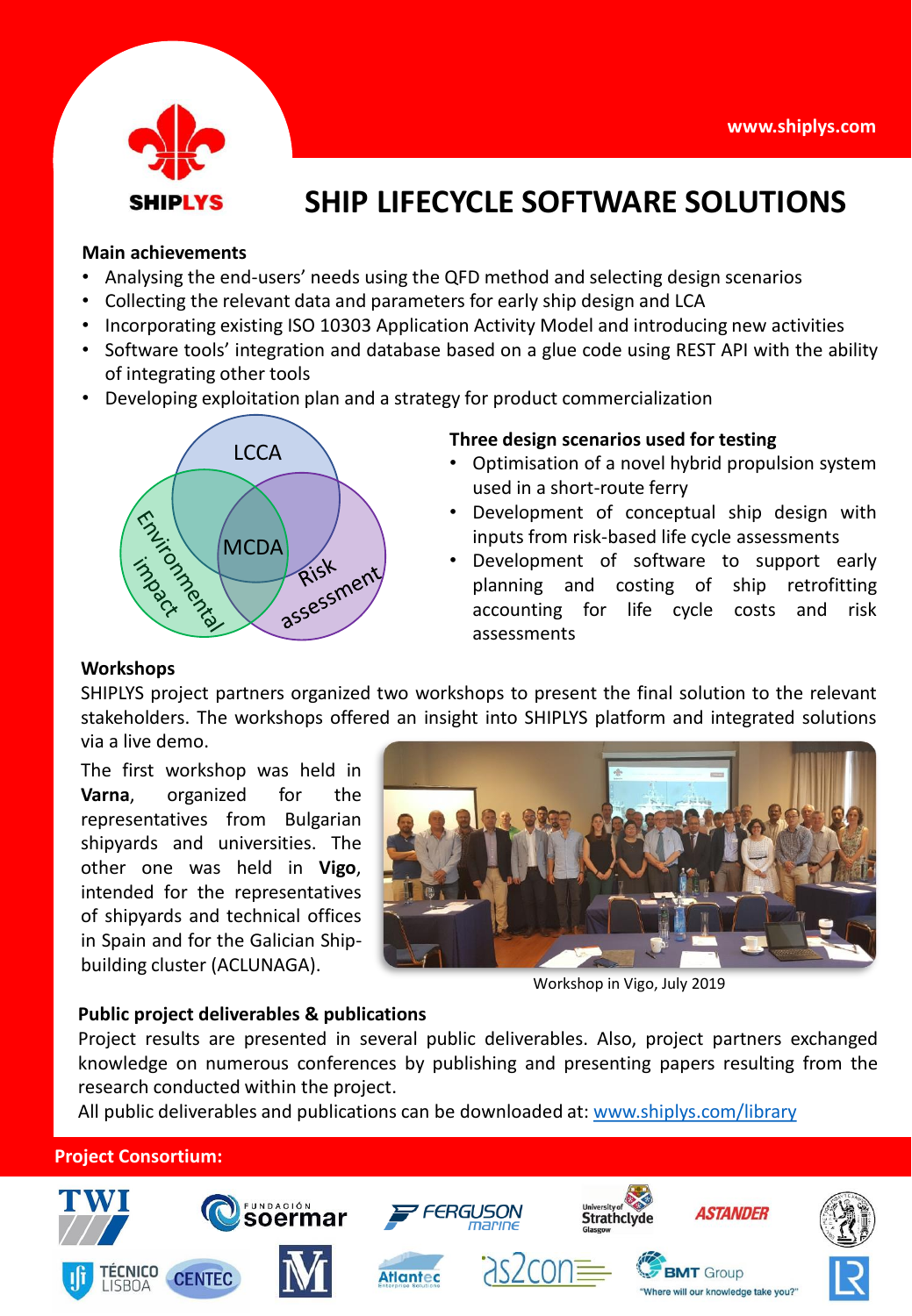www.shiplys.com

SHIPLYS

# SHIP LIFECYCLE SOFTWARE SOLUTIONS

### Main achievements

- Analysing the end-users' needs using the QFD method and selecting design scenarios
- Collecting the relevant data and parameters for early ship design and LCA
- Incorporating existing ISO 10303 Application Activity Model and introducing new activities
- Software tools' integration and database based on a glue code using REST API with the ability of integrating other tools
- Developing exploitation plan and a strategy for product commercialization

LCCA
MCDA
Environmental impact
Risk assessment

### Three design scenarios used for testing

- Optimisation of a novel hybrid propulsion system used in a short-route ferry
- Development of conceptual ship design with inputs from risk-based life cycle assessments
- Development of software to support early planning and costing of ship retrofitting accounting for life cycle costs and risk assessments

### Workshops

SHIPLYS project partners organized two workshops to present the final solution to the relevant stakeholders. The workshops offered an insight into SHIPLYS platform and integrated solutions via a live demo.

The first workshop was held in **Varna**, organized for the representatives from Bulgarian shipyards and universities. The other one was held in **Vigo**, intended for the representatives of shipyards and technical offices in Spain and for the Galician Ship-building cluster (ACLUNAGA).

Workshop in Vigo, July 2019

### Public project deliverables & publications

Project results are presented in several public deliverables. Also, project partners exchanged knowledge on numerous conferences by publishing and presenting papers resulting from the research conducted within the project.

All public deliverables and publications can be downloaded at: [www.shiplys.com/library](www.shiplys.com/library)

### Project Consortium:

TWI, Fundación soermar, Ferguson Marine, University of Strathclyde Glasgow, Astander, Técnico Lisboa, CENTEC, Atlantec Enterprise Solutions, as2con, BMT Group "Where will our knowledge take you?", LR